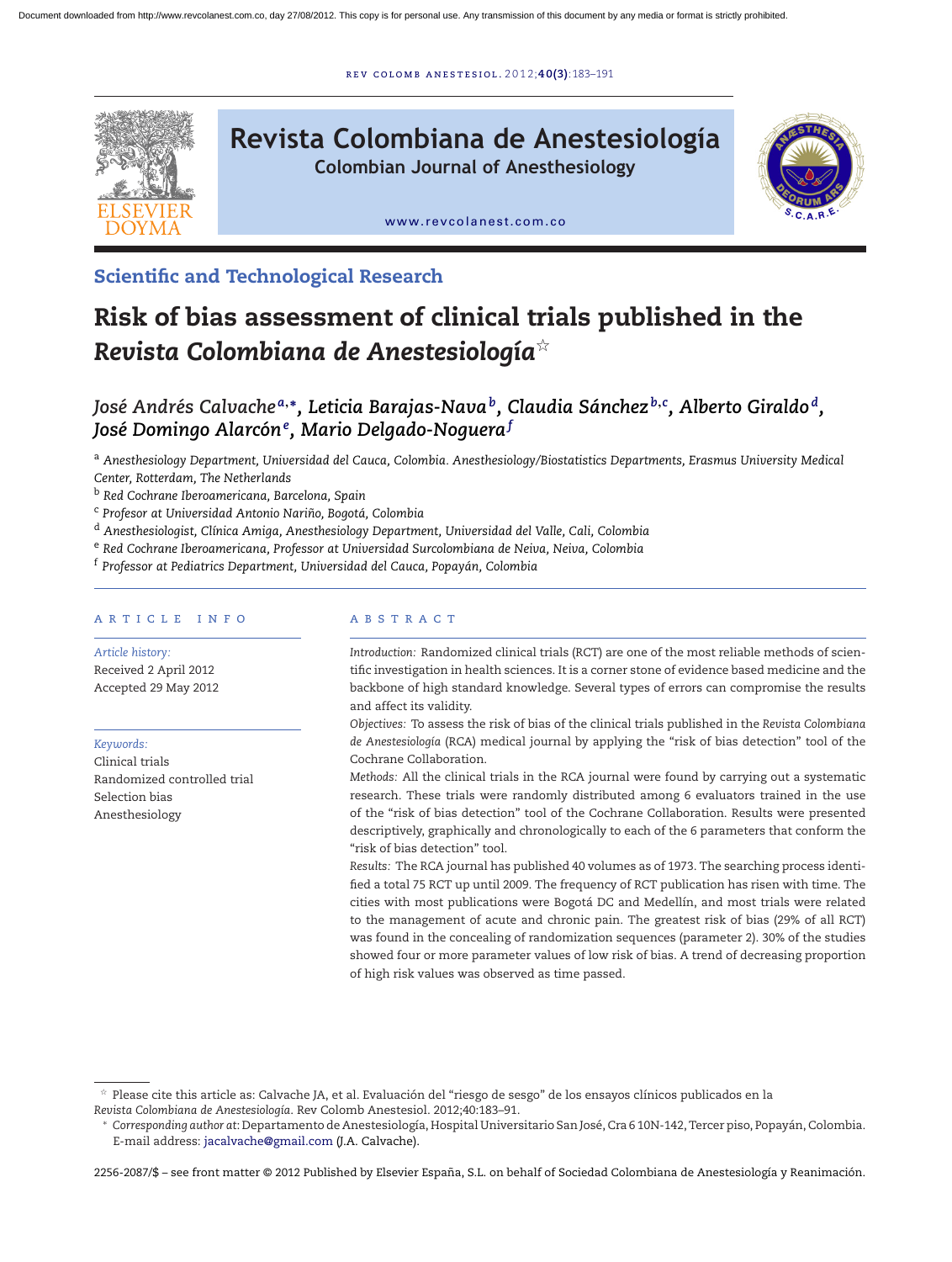Scientific and Technological Research

# Risk of bias assessment of clinical trials published in the *Revista Colombiana de Anestesiología*[☆]

*José Andrés Calvache*[a,*], *Leticia Barajas-Nava*[b], *Claudia Sánchez*[b,c], *Alberto Giraldo*[d], *José Domingo Alarcón*[e], *Mario Delgado-Noguera*[f]

[a] *Anesthesiology Department, Universidad del Cauca, Colombia. Anesthesiology/Biostatistics Departments, Erasmus University Medical Center, Rotterdam, The Netherlands*

[b] *Red Cochrane Iberoamericana, Barcelona, Spain*

[c] *Profesor at Universidad Antonio Nariño, Bogotá, Colombia*

[d] *Anesthesiologist, Clínica Amiga, Anesthesiology Department, Universidad del Valle, Cali, Colombia*

[e] *Red Cochrane Iberoamericana, Professor at Universidad Surcolombiana de Neiva, Neiva, Colombia*

[f] *Professor at Pediatrics Department, Universidad del Cauca, Popayán, Colombia*

## ARTICLE INFO

*Article history:*
Received 2 April 2012
Accepted 29 May 2012

*Keywords:*
Clinical trials
Randomized controlled trial
Selection bias
Anesthesiology

## ABSTRACT

*Introduction:* Randomized clinical trials (RCT) are one of the most reliable methods of scientific investigation in health sciences. It is a corner stone of evidence based medicine and the backbone of high standard knowledge. Several types of errors can compromise the results and affect its validity.

*Objectives:* To assess the risk of bias of the clinical trials published in the *Revista Colombiana de Anestesiología* (RCA) medical journal by applying the "risk of bias detection" tool of the Cochrane Collaboration.

*Methods:* All the clinical trials in the RCA journal were found by carrying out a systematic research. These trials were randomly distributed among 6 evaluators trained in the use of the "risk of bias detection" tool of the Cochrane Collaboration. Results were presented descriptively, graphically and chronologically to each of the 6 parameters that conform the "risk of bias detection" tool.

*Results:* The RCA journal has published 40 volumes as of 1973. The searching process identified a total 75 RCT up until 2009. The frequency of RCT publication has risen with time. The cities with most publications were Bogotá DC and Medellín, and most trials were related to the management of acute and chronic pain. The greatest risk of bias (29% of all RCT) was found in the concealing of randomization sequences (parameter 2). 30% of the studies showed four or more parameter values of low risk of bias. A trend of decreasing proportion of high risk values was observed as time passed.

---

☆ Please cite this article as: Calvache JA, et al. Evaluación del "riesgo de sesgo" de los ensayos clínicos publicados en la *Revista Colombiana de Anestesiología*. Rev Colomb Anestesiol. 2012;40:183–91.

\* *Corresponding author at:* Departamento de Anestesiología, Hospital Universitario San José, Cra 6 10N-142, Tercer piso, Popayán, Colombia.
E-mail address: jacalvache@gmail.com (J.A. Calvache).

2256-2087/$ – see front matter © 2012 Published by Elsevier España, S.L. on behalf of Sociedad Colombiana de Anestesiología y Reanimación.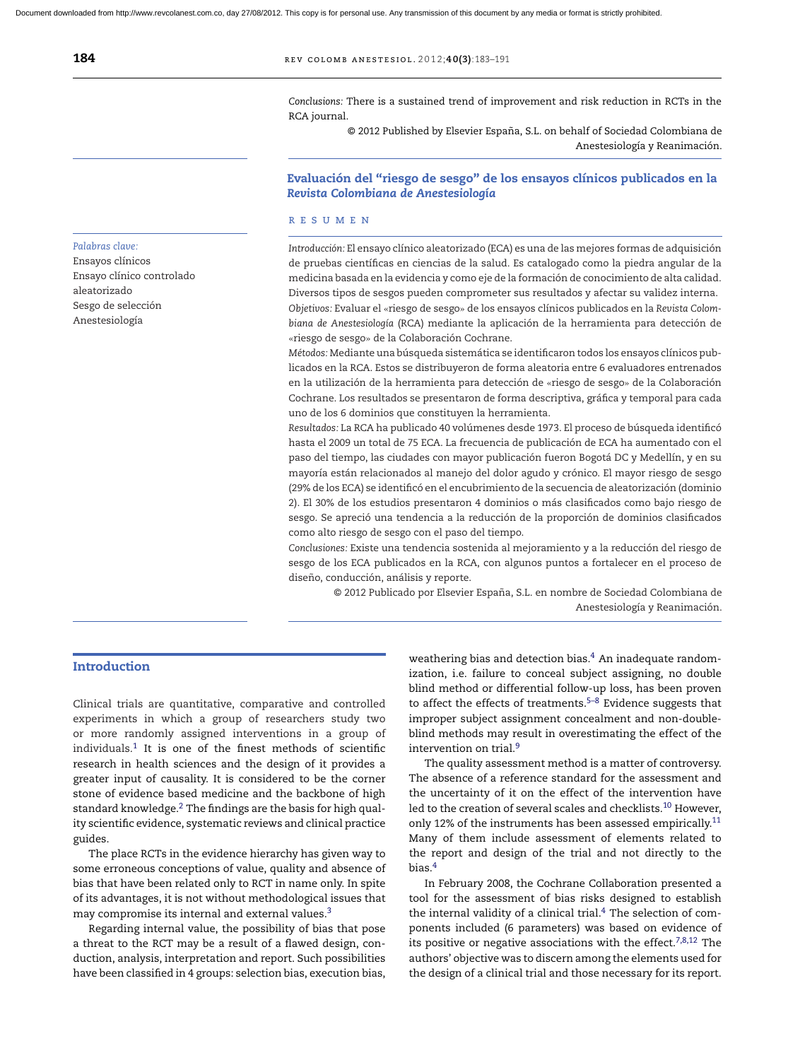*Conclusions:* There is a sustained trend of improvement and risk reduction in RCTs in the RCA journal.

© 2012 Published by Elsevier España, S.L. on behalf of Sociedad Colombiana de Anestesiología y Reanimación.

## Evaluación del "riesgo de sesgo" de los ensayos clínicos publicados en la *Revista Colombiana de Anestesiología*

*Palabras clave:*
Ensayos clínicos
Ensayo clínico controlado aleatorizado
Sesgo de selección
Anestesiología

### RESUMEN

*Introducción:* El ensayo clínico aleatorizado (ECA) es una de las mejores formas de adquisición de pruebas científicas en ciencias de la salud. Es catalogado como la piedra angular de la medicina basada en la evidencia y como eje de la formación de conocimiento de alta calidad. Diversos tipos de sesgos pueden comprometer sus resultados y afectar su validez interna.

*Objetivos:* Evaluar el «riesgo de sesgo» de los ensayos clínicos publicados en la *Revista Colombiana de Anestesiología* (RCA) mediante la aplicación de la herramienta para detección de «riesgo de sesgo» de la Colaboración Cochrane.

*Métodos:* Mediante una búsqueda sistemática se identificaron todos los ensayos clínicos publicados en la RCA. Estos se distribuyeron de forma aleatoria entre 6 evaluadores entrenados en la utilización de la herramienta para detección de «riesgo de sesgo» de la Colaboración Cochrane. Los resultados se presentaron de forma descriptiva, gráfica y temporal para cada uno de los 6 dominios que constituyen la herramienta.

*Resultados:* La RCA ha publicado 40 volúmenes desde 1973. El proceso de búsqueda identificó hasta el 2009 un total de 75 ECA. La frecuencia de publicación de ECA ha aumentado con el paso del tiempo, las ciudades con mayor publicación fueron Bogotá DC y Medellín, y en su mayoría están relacionados al manejo del dolor agudo y crónico. El mayor riesgo de sesgo (29% de los ECA) se identificó en el encubrimiento de la secuencia de aleatorización (dominio 2). El 30% de los estudios presentaron 4 dominios o más clasificados como bajo riesgo de sesgo. Se apreció una tendencia a la reducción de la proporción de dominios clasificados como alto riesgo de sesgo con el paso del tiempo.

*Conclusiones:* Existe una tendencia sostenida al mejoramiento y a la reducción del riesgo de sesgo de los ECA publicados en la RCA, con algunos puntos a fortalecer en el proceso de diseño, conducción, análisis y reporte.

© 2012 Publicado por Elsevier España, S.L. en nombre de Sociedad Colombiana de Anestesiología y Reanimación.

## Introduction

Clinical trials are quantitative, comparative and controlled experiments in which a group of researchers study two or more randomly assigned interventions in a group of individuals.[1] It is one of the finest methods of scientific research in health sciences and the design of it provides a greater input of causality. It is considered to be the corner stone of evidence based medicine and the backbone of high standard knowledge.[2] The findings are the basis for high quality scientific evidence, systematic reviews and clinical practice guides.

The place RCTs in the evidence hierarchy has given way to some erroneous conceptions of value, quality and absence of bias that have been related only to RCT in name only. In spite of its advantages, it is not without methodological issues that may compromise its internal and external values.[3]

Regarding internal value, the possibility of bias that pose a threat to the RCT may be a result of a flawed design, conduction, analysis, interpretation and report. Such possibilities have been classified in 4 groups: selection bias, execution bias, weathering bias and detection bias.[4] An inadequate randomization, i.e. failure to conceal subject assigning, no double blind method or differential follow-up loss, has been proven to affect the effects of treatments.[5–8] Evidence suggests that improper subject assignment concealment and non-double-blind methods may result in overestimating the effect of the intervention on trial.[9]

The quality assessment method is a matter of controversy. The absence of a reference standard for the assessment and the uncertainty of it on the effect of the intervention have led to the creation of several scales and checklists.[10] However, only 12% of the instruments has been assessed empirically.[11] Many of them include assessment of elements related to the report and design of the trial and not directly to the bias.[4]

In February 2008, the Cochrane Collaboration presented a tool for the assessment of bias risks designed to establish the internal validity of a clinical trial.[4] The selection of components included (6 parameters) was based on evidence of its positive or negative associations with the effect.[7,8,12] The authors' objective was to discern among the elements used for the design of a clinical trial and those necessary for its report.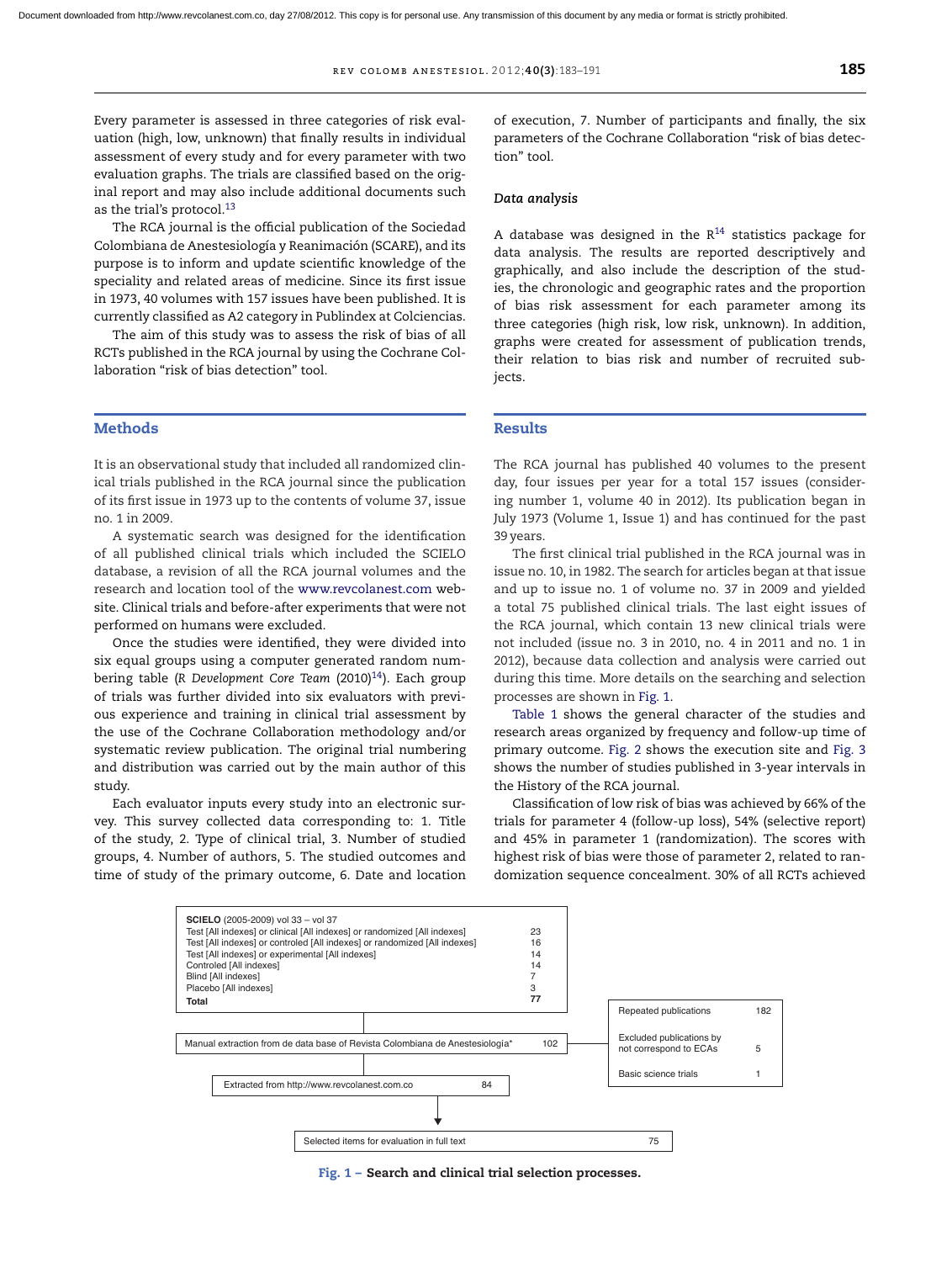Every parameter is assessed in three categories of risk evaluation (high, low, unknown) that finally results in individual assessment of every study and for every parameter with two evaluation graphs. The trials are classified based on the original report and may also include additional documents such as the trial's protocol.[13]

The RCA journal is the official publication of the Sociedad Colombiana de Anestesiología y Reanimación (SCARE), and its purpose is to inform and update scientific knowledge of the speciality and related areas of medicine. Since its first issue in 1973, 40 volumes with 157 issues have been published. It is currently classified as A2 category in Publindex at Colciencias.

The aim of this study was to assess the risk of bias of all RCTs published in the RCA journal by using the Cochrane Collaboration "risk of bias detection" tool.

## Methods

It is an observational study that included all randomized clinical trials published in the RCA journal since the publication of its first issue in 1973 up to the contents of volume 37, issue no. 1 in 2009.

A systematic search was designed for the identification of all published clinical trials which included the SCIELO database, a revision of all the RCA journal volumes and the research and location tool of the www.revcolanest.com website. Clinical trials and before-after experiments that were not performed on humans were excluded.

Once the studies were identified, they were divided into six equal groups using a computer generated random numbering table (*R Development Core Team* (2010)[14]). Each group of trials was further divided into six evaluators with previous experience and training in clinical trial assessment by the use of the Cochrane Collaboration methodology and/or systematic review publication. The original trial numbering and distribution was carried out by the main author of this study.

Each evaluator inputs every study into an electronic survey. This survey collected data corresponding to: 1. Title of the study, 2. Type of clinical trial, 3. Number of studied groups, 4. Number of authors, 5. The studied outcomes and time of study of the primary outcome, 6. Date and location of execution, 7. Number of participants and finally, the six parameters of the Cochrane Collaboration "risk of bias detection" tool.

### Data analysis

A database was designed in the R[14] statistics package for data analysis. The results are reported descriptively and graphically, and also include the description of the studies, the chronologic and geographic rates and the proportion of bias risk assessment for each parameter among its three categories (high risk, low risk, unknown). In addition, graphs were created for assessment of publication trends, their relation to bias risk and number of recruited subjects.

## Results

The RCA journal has published 40 volumes to the present day, four issues per year for a total 157 issues (considering number 1, volume 40 in 2012). Its publication began in July 1973 (Volume 1, Issue 1) and has continued for the past 39 years.

The first clinical trial published in the RCA journal was in issue no. 10, in 1982. The search for articles began at that issue and up to issue no. 1 of volume no. 37 in 2009 and yielded a total 75 published clinical trials. The last eight issues of the RCA journal, which contain 13 new clinical trials were not included (issue no. 3 in 2010, no. 4 in 2011 and no. 1 in 2012), because data collection and analysis were carried out during this time. More details on the searching and selection processes are shown in Fig. 1.

Table 1 shows the general character of the studies and research areas organized by frequency and follow-up time of primary outcome. Fig. 2 shows the execution site and Fig. 3 shows the number of studies published in 3-year intervals in the History of the RCA journal.

Classification of low risk of bias was achieved by 66% of the trials for parameter 4 (follow-up loss), 54% (selective report) and 45% in parameter 1 (randomization). The scores with highest risk of bias were those of parameter 2, related to randomization sequence concealment. 30% of all RCTs achieved

| **SCIELO** (2005-2009) vol 33 – vol 37 | |
|---|---|
| Test [All indexes] or clinical [All indexes] or randomized [All indexes] | 23 |
| Test [All indexes] or controled [All indexes] or randomized [All indexes] | 16 |
| Test [All indexes] or experimental [All indexes] | 14 |
| Controled [All indexes] | 14 |
| Blind [All indexes] | 7 |
| Placebo [All indexes] | 3 |
| **Total** | **77** |

| | |
|---|---|
| Manual extraction from de data base of Revista Colombiana de Anestesiología* | 102 |
| Extracted from http://www.revcolanest.com.co | 84 |
| Repeated publications | 182 |
| Excluded publications by not correspond to ECAs | 5 |
| Basic science trials | 1 |
| Selected items for evaluation in full text | 75 |

**Fig. 1 – Search and clinical trial selection processes.**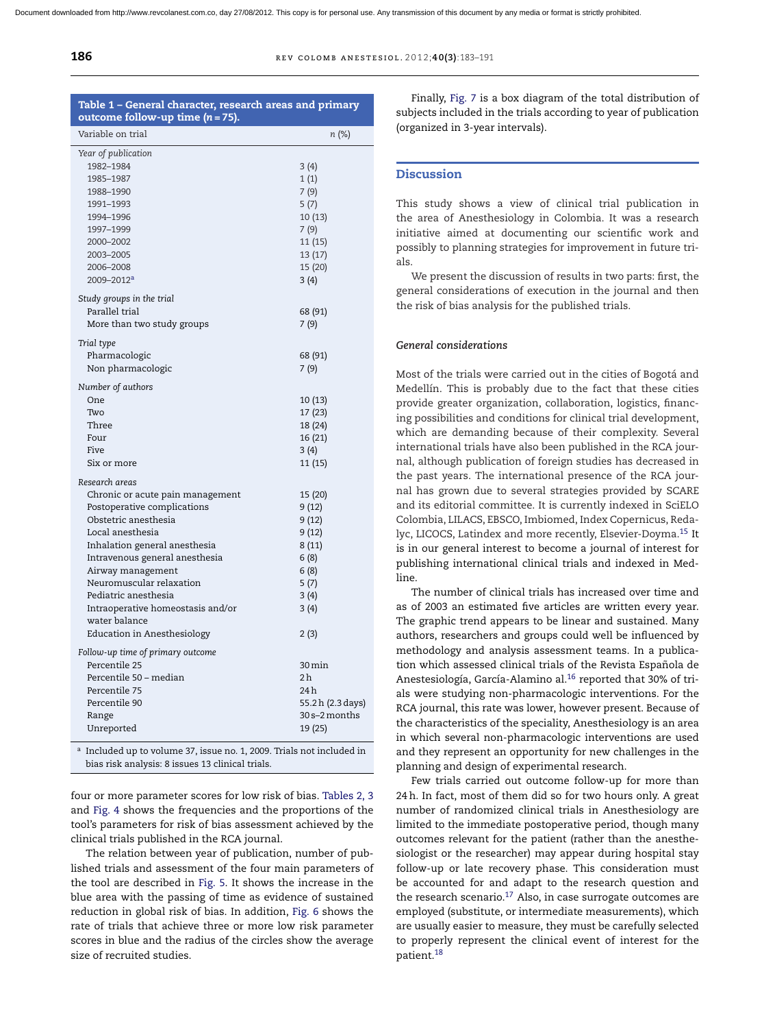**Table 1 – General character, research areas and primary outcome follow-up time ($n = 75$).**

| Variable on trial | n (%) |
|---|---|
| *Year of publication* | |
| 1982–1984 | 3 (4) |
| 1985–1987 | 1 (1) |
| 1988–1990 | 7 (9) |
| 1991–1993 | 5 (7) |
| 1994–1996 | 10 (13) |
| 1997–1999 | 7 (9) |
| 2000–2002 | 11 (15) |
| 2003–2005 | 13 (17) |
| 2006–2008 | 15 (20) |
| 2009–2012[a] | 3 (4) |
| *Study groups in the trial* | |
| Parallel trial | 68 (91) |
| More than two study groups | 7 (9) |
| *Trial type* | |
| Pharmacologic | 68 (91) |
| Non pharmacologic | 7 (9) |
| *Number of authors* | |
| One | 10 (13) |
| Two | 17 (23) |
| Three | 18 (24) |
| Four | 16 (21) |
| Five | 3 (4) |
| Six or more | 11 (15) |
| *Research areas* | |
| Chronic or acute pain management | 15 (20) |
| Postoperative complications | 9 (12) |
| Obstetric anesthesia | 9 (12) |
| Local anesthesia | 9 (12) |
| Inhalation general anesthesia | 8 (11) |
| Intravenous general anesthesia | 6 (8) |
| Airway management | 6 (8) |
| Neuromuscular relaxation | 5 (7) |
| Pediatric anesthesia | 3 (4) |
| Intraoperative homeostasis and/or water balance | 3 (4) |
| Education in Anesthesiology | 2 (3) |
| *Follow-up time of primary outcome* | |
| Percentile 25 | 30 min |
| Percentile 50 – median | 2 h |
| Percentile 75 | 24 h |
| Percentile 90 | 55.2 h (2.3 days) |
| Range | 30 s–2 months |
| Unreported | 19 (25) |

[a] Included up to volume 37, issue no. 1, 2009. Trials not included in bias risk analysis: 8 issues 13 clinical trials.

four or more parameter scores for low risk of bias. Tables 2, 3 and Fig. 4 shows the frequencies and the proportions of the tool's parameters for risk of bias assessment achieved by the clinical trials published in the RCA journal.

The relation between year of publication, number of published trials and assessment of the four main parameters of the tool are described in Fig. 5. It shows the increase in the blue area with the passing of time as evidence of sustained reduction in global risk of bias. In addition, Fig. 6 shows the rate of trials that achieve three or more low risk parameter scores in blue and the radius of the circles show the average size of recruited studies.

Finally, Fig. 7 is a box diagram of the total distribution of subjects included in the trials according to year of publication (organized in 3-year intervals).

## Discussion

This study shows a view of clinical trial publication in the area of Anesthesiology in Colombia. It was a research initiative aimed at documenting our scientific work and possibly to planning strategies for improvement in future trials.

We present the discussion of results in two parts: first, the general considerations of execution in the journal and then the risk of bias analysis for the published trials.

### *General considerations*

Most of the trials were carried out in the cities of Bogotá and Medellín. This is probably due to the fact that these cities provide greater organization, collaboration, logistics, financing possibilities and conditions for clinical trial development, which are demanding because of their complexity. Several international trials have also been published in the RCA journal, although publication of foreign studies has decreased in the past years. The international presence of the RCA journal has grown due to several strategies provided by SCARE and its editorial committee. It is currently indexed in SciELO Colombia, LILACS, EBSCO, Imbiomed, Index Copernicus, Redalyc, LICOCS, Latindex and more recently, Elsevier-Doyma.[15] It is in our general interest to become a journal of interest for publishing international clinical trials and indexed in Medline.

The number of clinical trials has increased over time and as of 2003 an estimated five articles are written every year. The graphic trend appears to be linear and sustained. Many authors, researchers and groups could well be influenced by methodology and analysis assessment teams. In a publication which assessed clinical trials of the Revista Española de Anestesiología, García-Alamino al.[16] reported that 30% of trials were studying non-pharmacologic interventions. For the RCA journal, this rate was lower, however present. Because of the characteristics of the speciality, Anesthesiology is an area in which several non-pharmacologic interventions are used and they represent an opportunity for new challenges in the planning and design of experimental research.

Few trials carried out outcome follow-up for more than 24 h. In fact, most of them did so for two hours only. A great number of randomized clinical trials in Anesthesiology are limited to the immediate postoperative period, though many outcomes relevant for the patient (rather than the anesthesiologist or the researcher) may appear during hospital stay follow-up or late recovery phase. This consideration must be accounted for and adapt to the research question and the research scenario.[17] Also, in case surrogate outcomes are employed (substitute, or intermediate measurements), which are usually easier to measure, they must be carefully selected to properly represent the clinical event of interest for the patient.[18]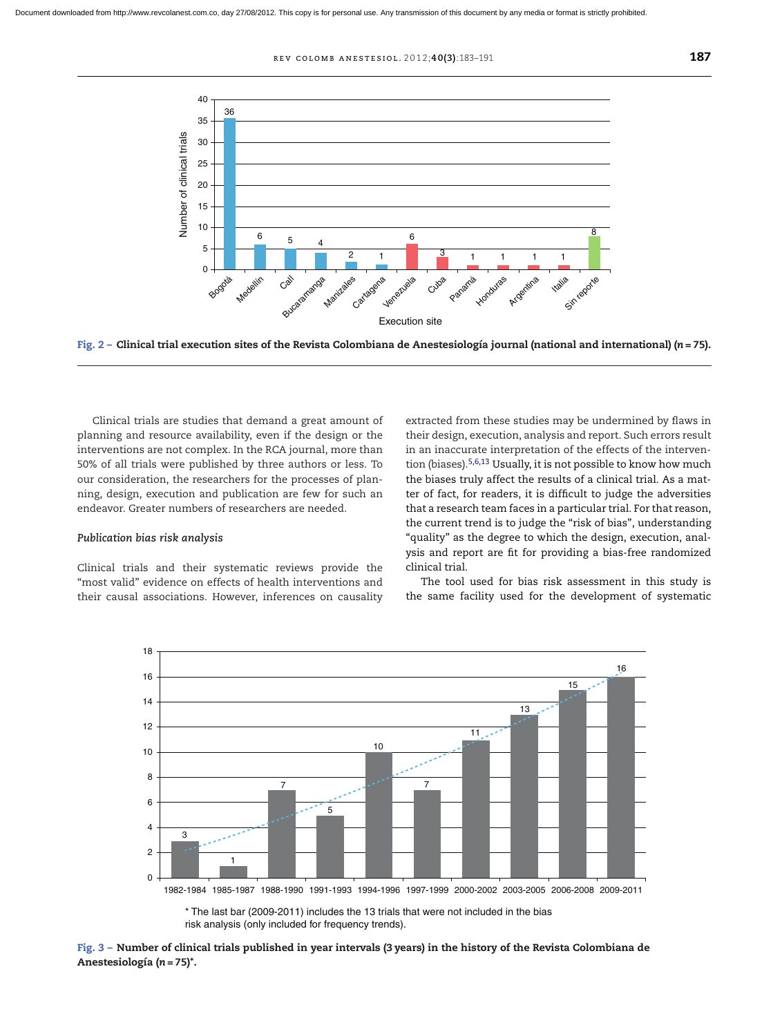Fig. 2 – Clinical trial execution sites of the Revista Colombiana de Anestesiología journal (national and international) (n = 75).

Clinical trials are studies that demand a great amount of planning and resource availability, even if the design or the interventions are not complex. In the RCA journal, more than 50% of all trials were published by three authors or less. To our consideration, the researchers for the processes of planning, design, execution and publication are few for such an endeavor. Greater numbers of researchers are needed.

### *Publication bias risk analysis*

Clinical trials and their systematic reviews provide the "most valid" evidence on effects of health interventions and their causal associations. However, inferences on causality extracted from these studies may be undermined by flaws in their design, execution, analysis and report. Such errors result in an inaccurate interpretation of the effects of the intervention (biases).[5,6,13] Usually, it is not possible to know how much the biases truly affect the results of a clinical trial. As a matter of fact, for readers, it is difficult to judge the adversities that a research team faces in a particular trial. For that reason, the current trend is to judge the "risk of bias", understanding "quality" as the degree to which the design, execution, analysis and report are fit for providing a bias-free randomized clinical trial.

The tool used for bias risk assessment in this study is the same facility used for the development of systematic

\* The last bar (2009-2011) includes the 13 trials that were not included in the bias risk analysis (only included for frequency trends).

Fig. 3 – Number of clinical trials published in year intervals (3 years) in the history of the Revista Colombiana de Anestesiología (n = 75)*.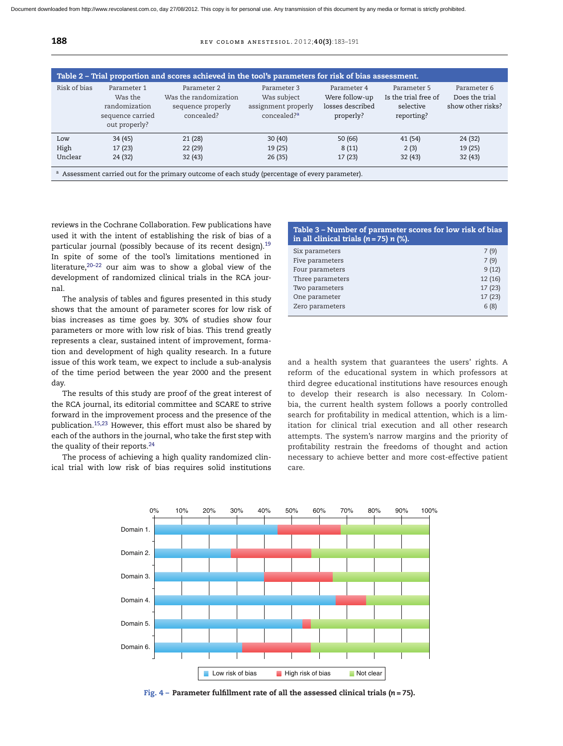**Table 2 – Trial proportion and scores achieved in the tool's parameters for risk of bias assessment.**

| Risk of bias | Parameter 1 Was the randomization sequence carried out properly? | Parameter 2 Was the randomization sequence properly concealed? | Parameter 3 Was subject assignment properly concealed?[a] | Parameter 4 Were follow-up losses described properly? | Parameter 5 Is the trial free of selective reporting? | Parameter 6 Does the trial show other risks? |
|---|---|---|---|---|---|---|
| Low | 34 (45) | 21 (28) | 30 (40) | 50 (66) | 41 (54) | 24 (32) |
| High | 17 (23) | 22 (29) | 19 (25) | 8 (11) | 2 (3) | 19 (25) |
| Unclear | 24 (32) | 32 (43) | 26 (35) | 17 (23) | 32 (43) | 32 (43) |

[a] Assessment carried out for the primary outcome of each study (percentage of every parameter).

reviews in the Cochrane Collaboration. Few publications have used it with the intent of establishing the risk of bias of a particular journal (possibly because of its recent design).[19] In spite of some of the tool's limitations mentioned in literature,[20–22] our aim was to show a global view of the development of randomized clinical trials in the RCA journal.

The analysis of tables and figures presented in this study shows that the amount of parameter scores for low risk of bias increases as time goes by. 30% of studies show four parameters or more with low risk of bias. This trend greatly represents a clear, sustained intent of improvement, formation and development of high quality research. In a future issue of this work team, we expect to include a sub-analysis of the time period between the year 2000 and the present day.

The results of this study are proof of the great interest of the RCA journal, its editorial committee and SCARE to strive forward in the improvement process and the presence of the publication.[15,23] However, this effort must also be shared by each of the authors in the journal, who take the first step with the quality of their reports.[24]

The process of achieving a high quality randomized clinical trial with low risk of bias requires solid institutions and a health system that guarantees the users' rights. A reform of the educational system in which professors at third degree educational institutions have resources enough to develop their research is also necessary. In Colombia, the current health system follows a poorly controlled search for profitability in medical attention, which is a limitation for clinical trial execution and all other research attempts. The system's narrow margins and the priority of profitability restrain the freedoms of thought and action necessary to achieve better and more cost-effective patient care.

**Table 3 – Number of parameter scores for low risk of bias in all clinical trials ($n = 75$) $n$ (%).**

| | |
|---|---|
| Six parameters | 7 (9) |
| Five parameters | 7 (9) |
| Four parameters | 9 (12) |
| Three parameters | 12 (16) |
| Two parameters | 17 (23) |
| One parameter | 17 (23) |
| Zero parameters | 6 (8) |

**Fig. 4 – Parameter fulfillment rate of all the assessed clinical trials ($n = 75$).**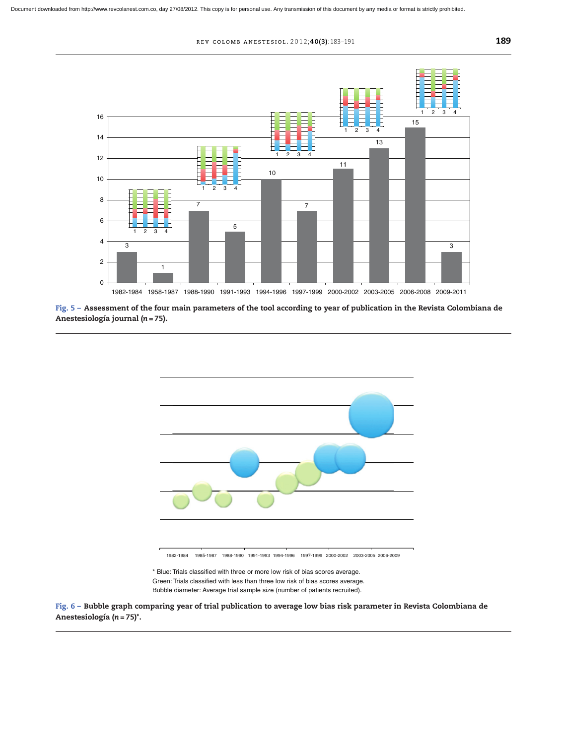Fig. 5 – Assessment of the four main parameters of the tool according to year of publication in the Revista Colombiana de Anestesiología journal (n = 75).

Fig. 6 – Bubble graph comparing year of trial publication to average low bias risk parameter in Revista Colombiana de Anestesiología (n = 75)*.

\* Blue: Trials classified with three or more low risk of bias scores average.
Green: Trials classified with less than three low risk of bias scores average.
Bubble diameter: Average trial sample size (number of patients recruited).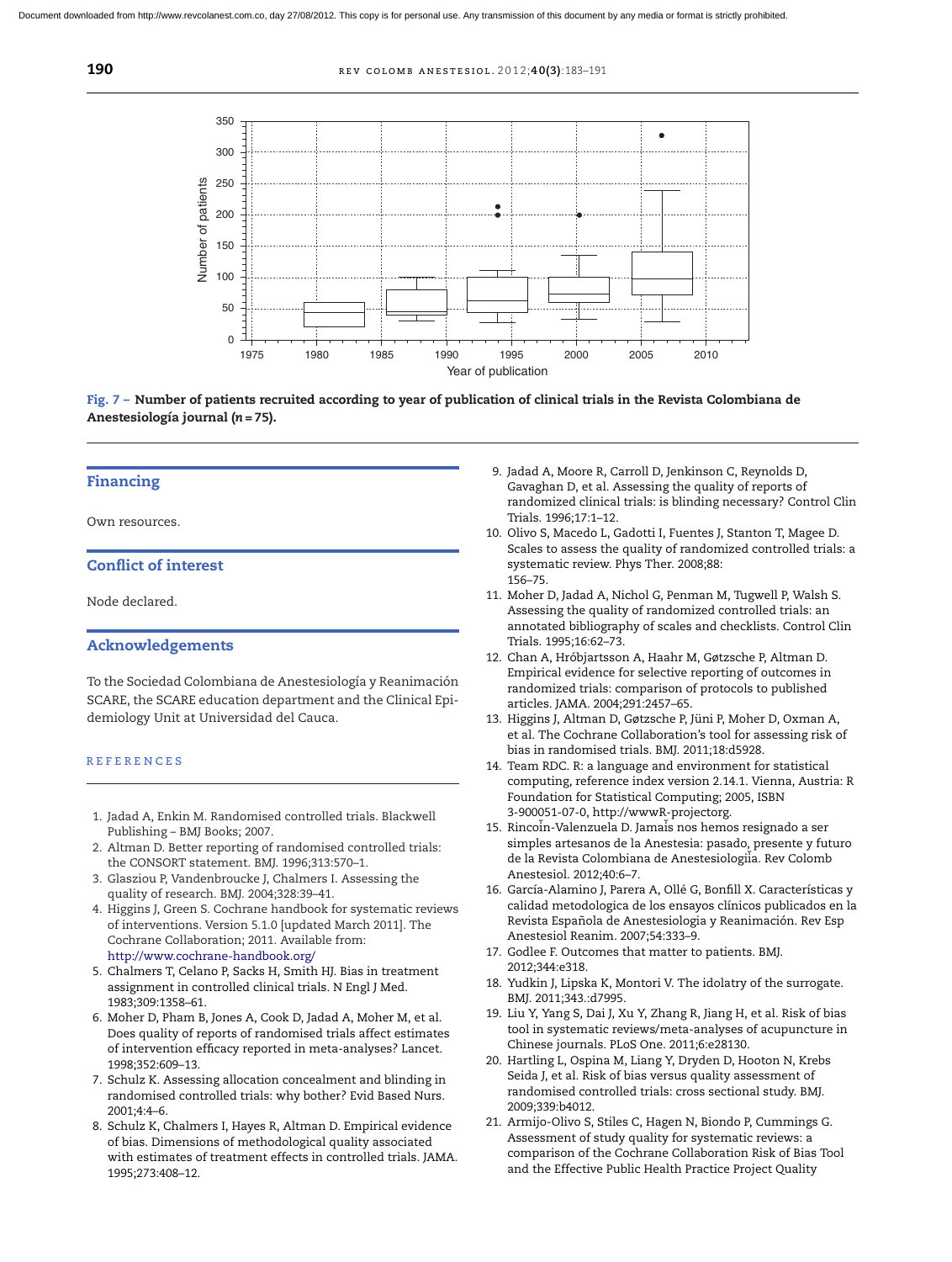Fig. 7 – **Number of patients recruited according to year of publication of clinical trials in the Revista Colombiana de Anestesiología journal (*n* = 75).**

## Financing

Own resources.

## Conflict of interest

Node declared.

## Acknowledgements

To the Sociedad Colombiana de Anestesiología y Reanimación SCARE, the SCARE education department and the Clinical Epidemiology Unit at Universidad del Cauca.

## REFERENCES

1. Jadad A, Enkin M. Randomised controlled trials. Blackwell Publishing – BMJ Books; 2007.
2. Altman D. Better reporting of randomised controlled trials: the CONSORT statement. BMJ. 1996;313:570–1.
3. Glasziou P, Vandenbroucke J, Chalmers I. Assessing the quality of research. BMJ. 2004;328:39–41.
4. Higgins J, Green S. Cochrane handbook for systematic reviews of interventions. Version 5.1.0 [updated March 2011]. The Cochrane Collaboration; 2011. Available from: http://www.cochrane-handbook.org/
5. Chalmers T, Celano P, Sacks H, Smith HJ. Bias in treatment assignment in controlled clinical trials. N Engl J Med. 1983;309:1358–61.
6. Moher D, Pham B, Jones A, Cook D, Jadad A, Moher M, et al. Does quality of reports of randomised trials affect estimates of intervention efficacy reported in meta-analyses? Lancet. 1998;352:609–13.
7. Schulz K. Assessing allocation concealment and blinding in randomised controlled trials: why bother? Evid Based Nurs. 2001;4:4–6.
8. Schulz K, Chalmers I, Hayes R, Altman D. Empirical evidence of bias. Dimensions of methodological quality associated with estimates of treatment effects in controlled trials. JAMA. 1995;273:408–12.
9. Jadad A, Moore R, Carroll D, Jenkinson C, Reynolds D, Gavaghan D, et al. Assessing the quality of reports of randomized clinical trials: is blinding necessary? Control Clin Trials. 1996;17:1–12.
10. Olivo S, Macedo L, Gadotti I, Fuentes J, Stanton T, Magee D. Scales to assess the quality of randomized controlled trials: a systematic review. Phys Ther. 2008;88: 156–75.
11. Moher D, Jadad A, Nichol G, Penman M, Tugwell P, Walsh S. Assessing the quality of randomized controlled trials: an annotated bibliography of scales and checklists. Control Clin Trials. 1995;16:62–73.
12. Chan A, Hróbjartsson A, Haahr M, Gøtzsche P, Altman D. Empirical evidence for selective reporting of outcomes in randomized trials: comparison of protocols to published articles. JAMA. 2004;291:2457–65.
13. Higgins J, Altman D, Gøtzsche P, Jüni P, Moher D, Oxman A, et al. The Cochrane Collaboration's tool for assessing risk of bias in randomised trials. BMJ. 2011;18:d5928.
14. Team RDC. R: a language and environment for statistical computing, reference index version 2.14.1. Vienna, Austria: R Foundation for Statistical Computing; 2005, ISBN 3-900051-07-0, http://wwwR-projectorg.
15. Rincoin-Valenzuela D. Jamais nos hemos resignado a ser simples artesanos de la Anestesia: pasado, presente y futuro de la Revista Colombiana de Anestesiologiia. Rev Colomb Anestesiol. 2012;40:6–7.
16. García-Alamino J, Parera A, Ollé G, Bonfill X. Características y calidad metodologica de los ensayos clínicos publicados en la Revista Española de Anestesiología y Reanimación. Rev Esp Anestesiol Reanim. 2007;54:333–9.
17. Godlee F. Outcomes that matter to patients. BMJ. 2012;344:e318.
18. Yudkin J, Lipska K, Montori V. The idolatry of the surrogate. BMJ. 2011;343.:d7995.
19. Liu Y, Yang S, Dai J, Xu Y, Zhang R, Jiang H, et al. Risk of bias tool in systematic reviews/meta-analyses of acupuncture in Chinese journals. PLoS One. 2011;6:e28130.
20. Hartling L, Ospina M, Liang Y, Dryden D, Hooton N, Krebs Seida J, et al. Risk of bias versus quality assessment of randomised controlled trials: cross sectional study. BMJ. 2009;339:b4012.
21. Armijo-Olivo S, Stiles C, Hagen N, Biondo P, Cummings G. Assessment of study quality for systematic reviews: a comparison of the Cochrane Collaboration Risk of Bias Tool and the Effective Public Health Practice Project Quality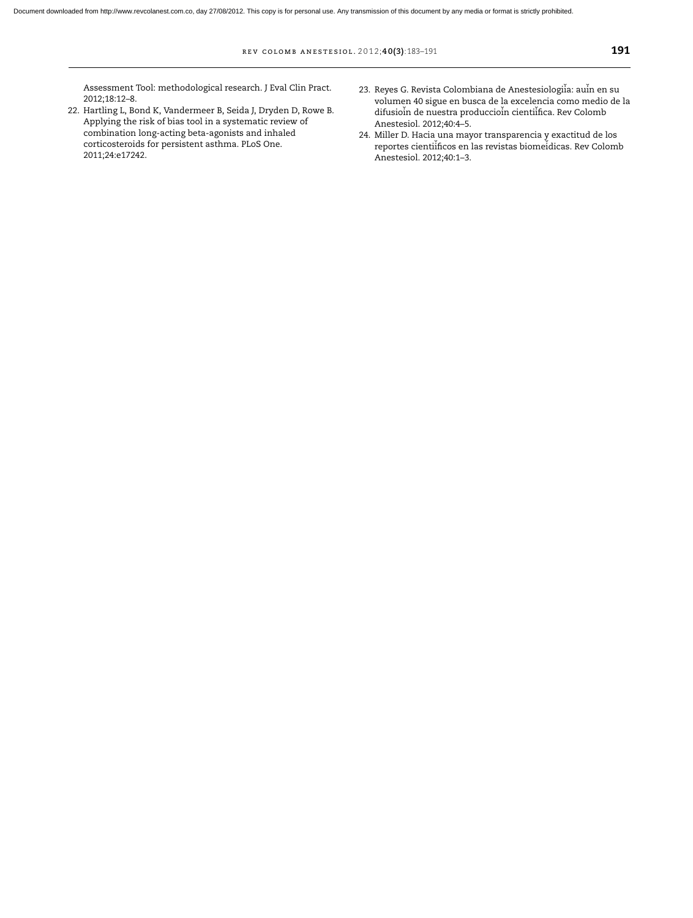Assessment Tool: methodological research. J Eval Clin Pract. 2012;18:12–8.

22. Hartling L, Bond K, Vandermeer B, Seida J, Dryden D, Rowe B. Applying the risk of bias tool in a systematic review of combination long-acting beta-agonists and inhaled corticosteroids for persistent asthma. PLoS One. 2011;24:e17242.
23. Reyes G. Revista Colombiana de Anestesiologiǐa: auǐn en su volumen 40 sigue en busca de la excelencia como medio de la difusioǐn de nuestra produccioǐn cientiǐfica. Rev Colomb Anestesiol. 2012;40:4–5.
24. Miller D. Hacia una mayor transparencia y exactitud de los reportes cientiǐficos en las revistas biomeǐdicas. Rev Colomb Anestesiol. 2012;40:1–3.